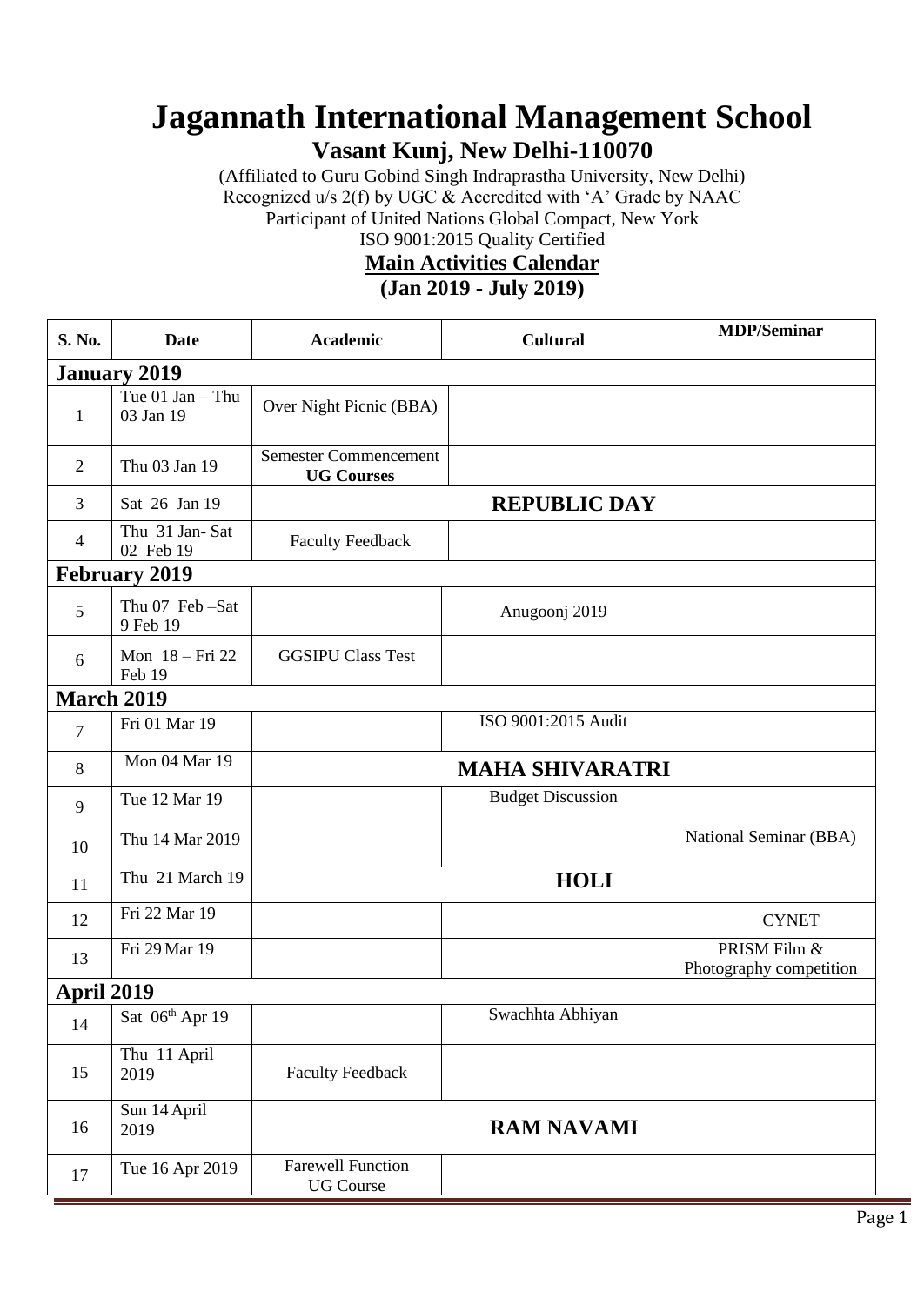# Jagannath International Management School

## Vasant Kunj, New Delhi-110070

(Affiliated to Guru Gobind Singh Indraprastha University, New Delhi)
Recognized u/s 2(f) by UGC & Accredited with 'A' Grade by NAAC
Participant of United Nations Global Compact, New York
ISO 9001:2015 Quality Certified

**Main Activities Calendar**

**(Jan 2019 - July 2019)**

| S. No. | Date | Academic | Cultural | MDP/Seminar |
|---|---|---|---|---|
| **January 2019** | | | | |
| 1 | Tue 01 Jan – Thu 03 Jan 19 | Over Night Picnic (BBA) | | |
| 2 | Thu 03 Jan 19 | Semester Commencement **UG Courses** | | |
| 3 | Sat 26 Jan 19 | **REPUBLIC DAY** | | |
| 4 | Thu 31 Jan- Sat 02 Feb 19 | Faculty Feedback | | |
| **February 2019** | | | | |
| 5 | Thu 07 Feb –Sat 9 Feb 19 | | Anugoonj 2019 | |
| 6 | Mon 18 – Fri 22 Feb 19 | GGSIPU Class Test | | |
| **March 2019** | | | | |
| 7 | Fri 01 Mar 19 | | ISO 9001:2015 Audit | |
| 8 | Mon 04 Mar 19 | **MAHA SHIVARATRI** | | |
| 9 | Tue 12 Mar 19 | | Budget Discussion | |
| 10 | Thu 14 Mar 2019 | | | National Seminar (BBA) |
| 11 | Thu 21 March 19 | **HOLI** | | |
| 12 | Fri 22 Mar 19 | | | CYNET |
| 13 | Fri 29 Mar 19 | | | PRISM Film & Photography competition |
| **April 2019** | | | | |
| 14 | Sat 06th Apr 19 | | Swachhta Abhiyan | |
| 15 | Thu 11 April 2019 | Faculty Feedback | | |
| 16 | Sun 14 April 2019 | **RAM NAVAMI** | | |
| 17 | Tue 16 Apr 2019 | Farewell Function UG Course | | |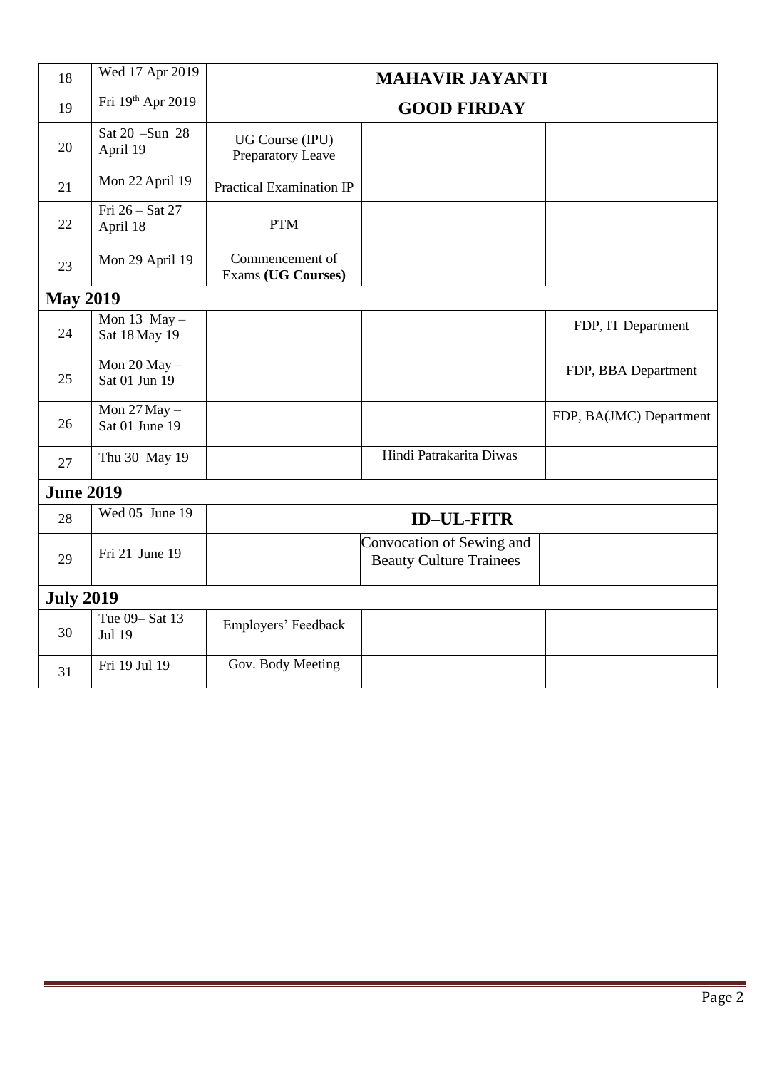| | | | | |
|---|---|---|---|---|
| 18 | Wed 17 Apr 2019 | **MAHAVIR JAYANTI** | | |
| 19 | Fri 19th Apr 2019 | **GOOD FIRDAY** | | |
| 20 | Sat 20 –Sun 28 April 19 | UG Course (IPU) Preparatory Leave | | |
| 21 | Mon 22 April 19 | Practical Examination IP | | |
| 22 | Fri 26 – Sat 27 April 18 | PTM | | |
| 23 | Mon 29 April 19 | Commencement of Exams **(UG Courses)** | | |
| **May 2019** | | | | |
| 24 | Mon 13 May – Sat 18 May 19 | | | FDP, IT Department |
| 25 | Mon 20 May – Sat 01 Jun 19 | | | FDP, BBA Department |
| 26 | Mon 27 May – Sat 01 June 19 | | | FDP, BA(JMC) Department |
| 27 | Thu 30 May 19 | | Hindi Patrakarita Diwas | |
| **June 2019** | | | | |
| 28 | Wed 05 June 19 | **ID–UL-FITR** | | |
| 29 | Fri 21 June 19 | | Convocation of Sewing and Beauty Culture Trainees | |
| **July 2019** | | | | |
| 30 | Tue 09– Sat 13 Jul 19 | Employers' Feedback | | |
| 31 | Fri 19 Jul 19 | Gov. Body Meeting | | |